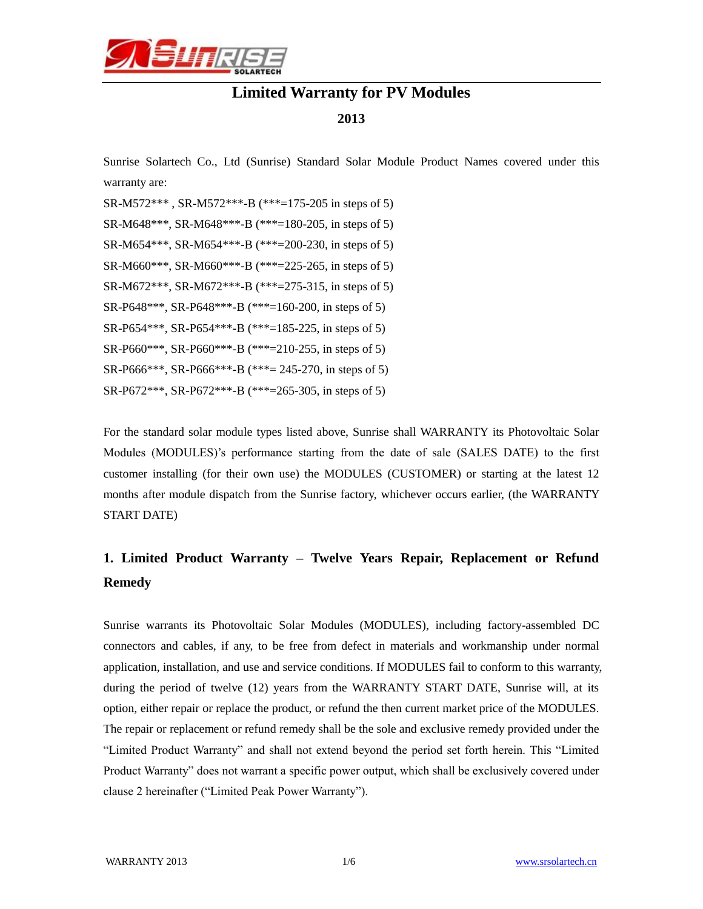# Limited Warranty for PV Modules

## 2013

Sunrise Solartech Co., Ltd (Sunrise) Standard Solar Module Product Names covered under this warranty are:

SR-M572*** , SR-M572***-B (***=175-205 in steps of 5)
SR-M648***, SR-M648***-B (***=180-205, in steps of 5)
SR-M654***, SR-M654***-B (***=200-230, in steps of 5)
SR-M660***, SR-M660***-B (***=225-265, in steps of 5)
SR-M672***, SR-M672***-B (***=275-315, in steps of 5)
SR-P648***, SR-P648***-B (***=160-200, in steps of 5)
SR-P654***, SR-P654***-B (***=185-225, in steps of 5)
SR-P660***, SR-P660***-B (***=210-255, in steps of 5)
SR-P666***, SR-P666***-B (***= 245-270, in steps of 5)
SR-P672***, SR-P672***-B (***=265-305, in steps of 5)

For the standard solar module types listed above, Sunrise shall WARRANTY its Photovoltaic Solar Modules (MODULES)'s performance starting from the date of sale (SALES DATE) to the first customer installing (for their own use) the MODULES (CUSTOMER) or starting at the latest 12 months after module dispatch from the Sunrise factory, whichever occurs earlier, (the WARRANTY START DATE)

## 1. Limited Product Warranty – Twelve Years Repair, Replacement or Refund Remedy

Sunrise warrants its Photovoltaic Solar Modules (MODULES), including factory-assembled DC connectors and cables, if any, to be free from defect in materials and workmanship under normal application, installation, and use and service conditions. If MODULES fail to conform to this warranty, during the period of twelve (12) years from the WARRANTY START DATE, Sunrise will, at its option, either repair or replace the product, or refund the then current market price of the MODULES. The repair or replacement or refund remedy shall be the sole and exclusive remedy provided under the "Limited Product Warranty" and shall not extend beyond the period set forth herein. This "Limited Product Warranty" does not warrant a specific power output, which shall be exclusively covered under clause 2 hereinafter ("Limited Peak Power Warranty").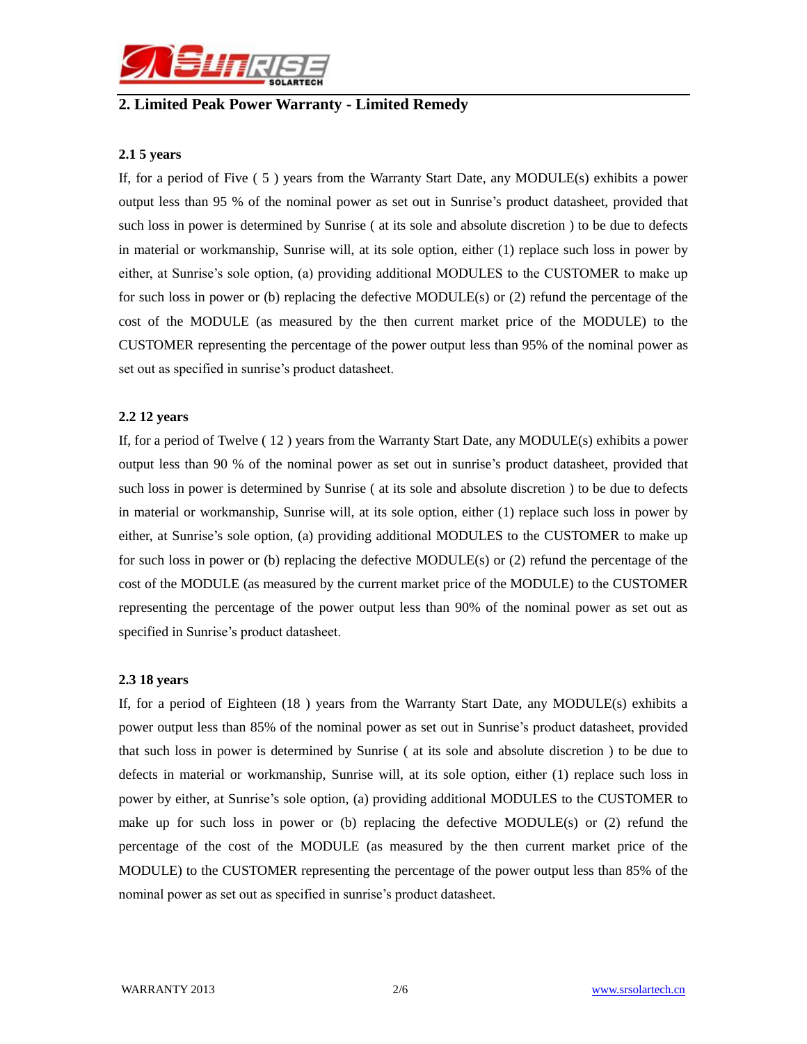## 2. Limited Peak Power Warranty - Limited Remedy

### 2.1 5 years

If, for a period of Five ( 5 ) years from the Warranty Start Date, any MODULE(s) exhibits a power output less than 95 % of the nominal power as set out in Sunrise's product datasheet, provided that such loss in power is determined by Sunrise ( at its sole and absolute discretion ) to be due to defects in material or workmanship, Sunrise will, at its sole option, either (1) replace such loss in power by either, at Sunrise's sole option, (a) providing additional MODULES to the CUSTOMER to make up for such loss in power or (b) replacing the defective MODULE(s) or (2) refund the percentage of the cost of the MODULE (as measured by the then current market price of the MODULE) to the CUSTOMER representing the percentage of the power output less than 95% of the nominal power as set out as specified in sunrise's product datasheet.

### 2.2 12 years

If, for a period of Twelve ( 12 ) years from the Warranty Start Date, any MODULE(s) exhibits a power output less than 90 % of the nominal power as set out in sunrise's product datasheet, provided that such loss in power is determined by Sunrise ( at its sole and absolute discretion ) to be due to defects in material or workmanship, Sunrise will, at its sole option, either (1) replace such loss in power by either, at Sunrise's sole option, (a) providing additional MODULES to the CUSTOMER to make up for such loss in power or (b) replacing the defective MODULE(s) or (2) refund the percentage of the cost of the MODULE (as measured by the current market price of the MODULE) to the CUSTOMER representing the percentage of the power output less than 90% of the nominal power as set out as specified in Sunrise's product datasheet.

### 2.3 18 years

If, for a period of Eighteen (18 ) years from the Warranty Start Date, any MODULE(s) exhibits a power output less than 85% of the nominal power as set out in Sunrise's product datasheet, provided that such loss in power is determined by Sunrise ( at its sole and absolute discretion ) to be due to defects in material or workmanship, Sunrise will, at its sole option, either (1) replace such loss in power by either, at Sunrise's sole option, (a) providing additional MODULES to the CUSTOMER to make up for such loss in power or (b) replacing the defective MODULE(s) or (2) refund the percentage of the cost of the MODULE (as measured by the then current market price of the MODULE) to the CUSTOMER representing the percentage of the power output less than 85% of the nominal power as set out as specified in sunrise's product datasheet.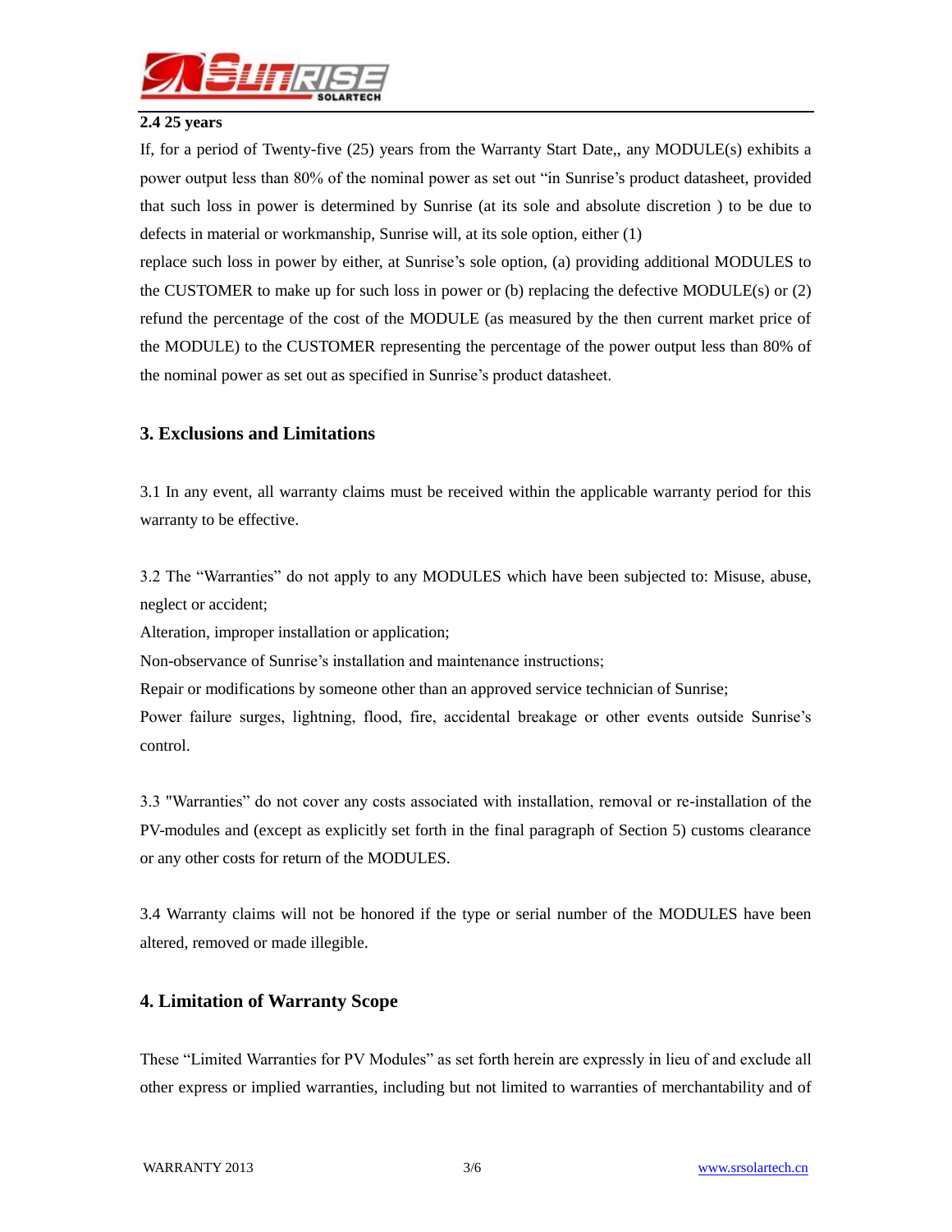**2.4 25 years**

If, for a period of Twenty-five (25) years from the Warranty Start Date,, any MODULE(s) exhibits a power output less than 80% of the nominal power as set out "in Sunrise's product datasheet, provided that such loss in power is determined by Sunrise (at its sole and absolute discretion ) to be due to defects in material or workmanship, Sunrise will, at its sole option, either (1)

replace such loss in power by either, at Sunrise's sole option, (a) providing additional MODULES to the CUSTOMER to make up for such loss in power or (b) replacing the defective MODULE(s) or (2) refund the percentage of the cost of the MODULE (as measured by the then current market price of the MODULE) to the CUSTOMER representing the percentage of the power output less than 80% of the nominal power as set out as specified in Sunrise's product datasheet.

## 3. Exclusions and Limitations

3.1 In any event, all warranty claims must be received within the applicable warranty period for this warranty to be effective.

3.2 The "Warranties" do not apply to any MODULES which have been subjected to: Misuse, abuse, neglect or accident;

Alteration, improper installation or application;

Non-observance of Sunrise's installation and maintenance instructions;

Repair or modifications by someone other than an approved service technician of Sunrise;

Power failure surges, lightning, flood, fire, accidental breakage or other events outside Sunrise's control.

3.3 "Warranties" do not cover any costs associated with installation, removal or re-installation of the PV-modules and (except as explicitly set forth in the final paragraph of Section 5) customs clearance or any other costs for return of the MODULES.

3.4 Warranty claims will not be honored if the type or serial number of the MODULES have been altered, removed or made illegible.

## 4. Limitation of Warranty Scope

These "Limited Warranties for PV Modules" as set forth herein are expressly in lieu of and exclude all other express or implied warranties, including but not limited to warranties of merchantability and of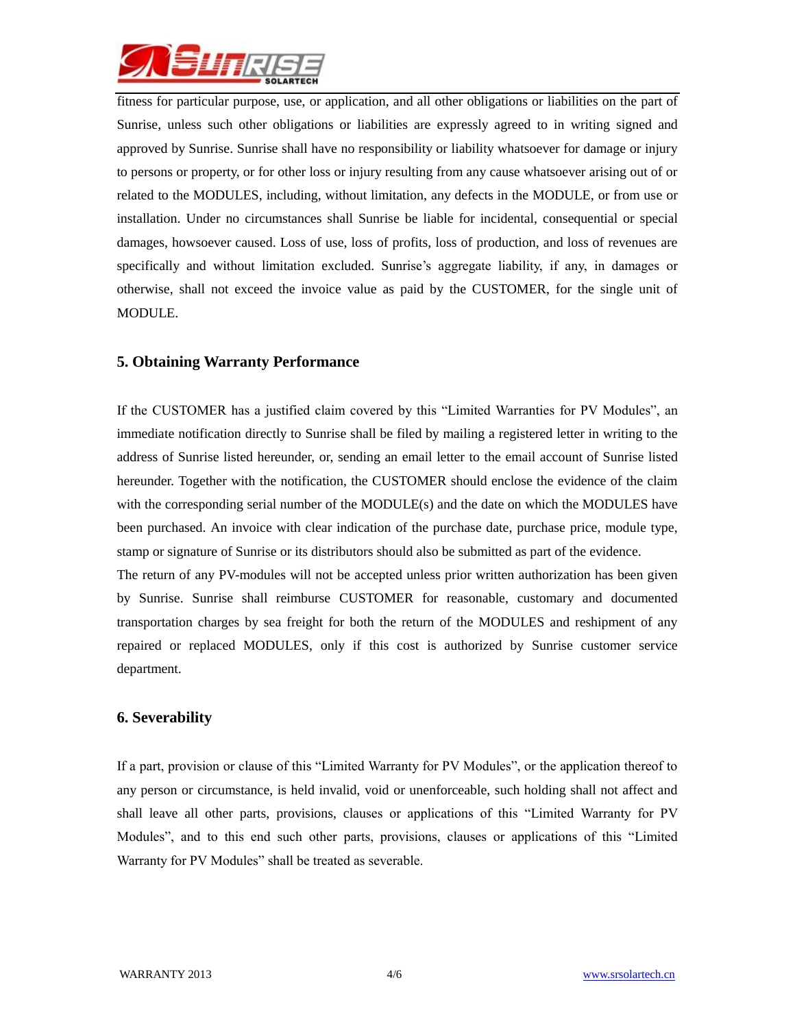fitness for particular purpose, use, or application, and all other obligations or liabilities on the part of Sunrise, unless such other obligations or liabilities are expressly agreed to in writing signed and approved by Sunrise. Sunrise shall have no responsibility or liability whatsoever for damage or injury to persons or property, or for other loss or injury resulting from any cause whatsoever arising out of or related to the MODULES, including, without limitation, any defects in the MODULE, or from use or installation. Under no circumstances shall Sunrise be liable for incidental, consequential or special damages, howsoever caused. Loss of use, loss of profits, loss of production, and loss of revenues are specifically and without limitation excluded. Sunrise's aggregate liability, if any, in damages or otherwise, shall not exceed the invoice value as paid by the CUSTOMER, for the single unit of MODULE.

### 5. Obtaining Warranty Performance

If the CUSTOMER has a justified claim covered by this "Limited Warranties for PV Modules", an immediate notification directly to Sunrise shall be filed by mailing a registered letter in writing to the address of Sunrise listed hereunder, or, sending an email letter to the email account of Sunrise listed hereunder. Together with the notification, the CUSTOMER should enclose the evidence of the claim with the corresponding serial number of the MODULE(s) and the date on which the MODULES have been purchased. An invoice with clear indication of the purchase date, purchase price, module type, stamp or signature of Sunrise or its distributors should also be submitted as part of the evidence.

The return of any PV-modules will not be accepted unless prior written authorization has been given by Sunrise. Sunrise shall reimburse CUSTOMER for reasonable, customary and documented transportation charges by sea freight for both the return of the MODULES and reshipment of any repaired or replaced MODULES, only if this cost is authorized by Sunrise customer service department.

### 6. Severability

If a part, provision or clause of this "Limited Warranty for PV Modules", or the application thereof to any person or circumstance, is held invalid, void or unenforceable, such holding shall not affect and shall leave all other parts, provisions, clauses or applications of this "Limited Warranty for PV Modules", and to this end such other parts, provisions, clauses or applications of this "Limited Warranty for PV Modules" shall be treated as severable.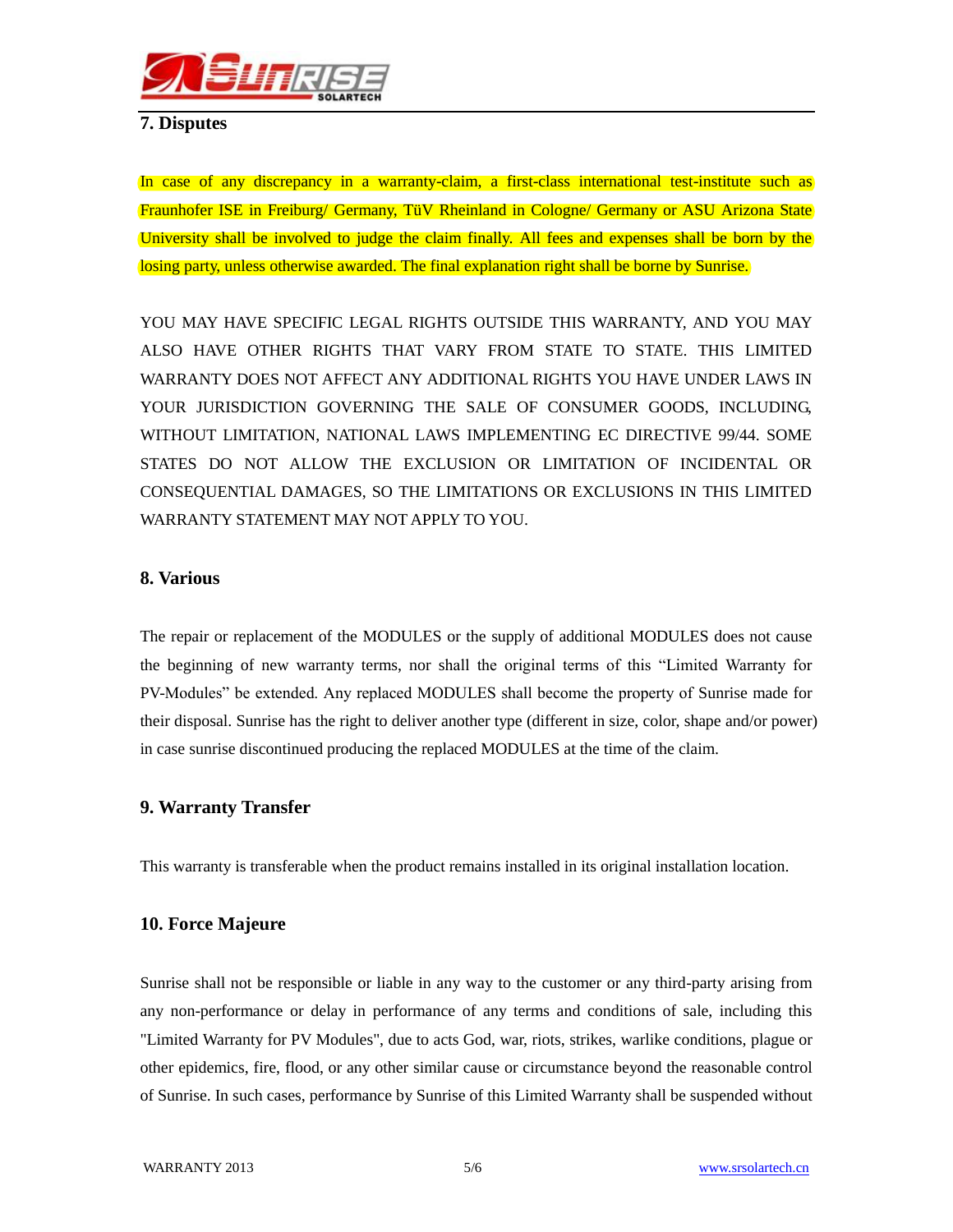## 7. Disputes

In case of any discrepancy in a warranty-claim, a first-class international test-institute such as Fraunhofer ISE in Freiburg/ Germany, TüV Rheinland in Cologne/ Germany or ASU Arizona State University shall be involved to judge the claim finally. All fees and expenses shall be born by the losing party, unless otherwise awarded. The final explanation right shall be borne by Sunrise.

YOU MAY HAVE SPECIFIC LEGAL RIGHTS OUTSIDE THIS WARRANTY, AND YOU MAY ALSO HAVE OTHER RIGHTS THAT VARY FROM STATE TO STATE. THIS LIMITED WARRANTY DOES NOT AFFECT ANY ADDITIONAL RIGHTS YOU HAVE UNDER LAWS IN YOUR JURISDICTION GOVERNING THE SALE OF CONSUMER GOODS, INCLUDING, WITHOUT LIMITATION, NATIONAL LAWS IMPLEMENTING EC DIRECTIVE 99/44. SOME STATES DO NOT ALLOW THE EXCLUSION OR LIMITATION OF INCIDENTAL OR CONSEQUENTIAL DAMAGES, SO THE LIMITATIONS OR EXCLUSIONS IN THIS LIMITED WARRANTY STATEMENT MAY NOT APPLY TO YOU.

## 8. Various

The repair or replacement of the MODULES or the supply of additional MODULES does not cause the beginning of new warranty terms, nor shall the original terms of this “Limited Warranty for PV-Modules” be extended. Any replaced MODULES shall become the property of Sunrise made for their disposal. Sunrise has the right to deliver another type (different in size, color, shape and/or power) in case sunrise discontinued producing the replaced MODULES at the time of the claim.

## 9. Warranty Transfer

This warranty is transferable when the product remains installed in its original installation location.

## 10. Force Majeure

Sunrise shall not be responsible or liable in any way to the customer or any third-party arising from any non-performance or delay in performance of any terms and conditions of sale, including this "Limited Warranty for PV Modules", due to acts God, war, riots, strikes, warlike conditions, plague or other epidemics, fire, flood, or any other similar cause or circumstance beyond the reasonable control of Sunrise. In such cases, performance by Sunrise of this Limited Warranty shall be suspended without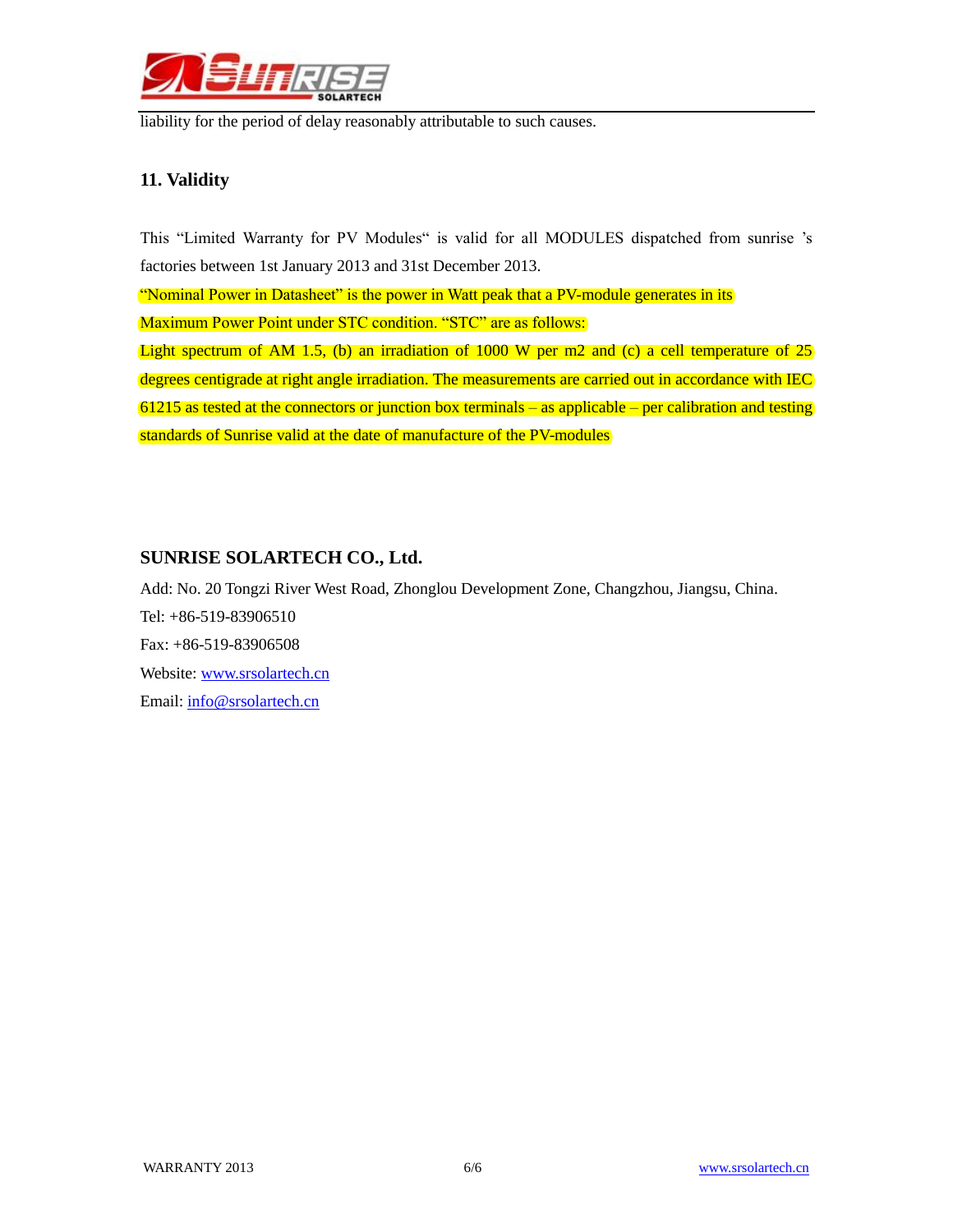liability for the period of delay reasonably attributable to such causes.

## 11. Validity

This "Limited Warranty for PV Modules" is valid for all MODULES dispatched from sunrise 's factories between 1st January 2013 and 31st December 2013.

"Nominal Power in Datasheet" is the power in Watt peak that a PV-module generates in its Maximum Power Point under STC condition. "STC" are as follows:

Light spectrum of AM 1.5, (b) an irradiation of 1000 W per m2 and (c) a cell temperature of 25 degrees centigrade at right angle irradiation. The measurements are carried out in accordance with IEC 61215 as tested at the connectors or junction box terminals – as applicable – per calibration and testing standards of Sunrise valid at the date of manufacture of the PV-modules

**SUNRISE SOLARTECH CO., Ltd.**

Add: No. 20 Tongzi River West Road, Zhonglou Development Zone, Changzhou, Jiangsu, China.

Tel: +86-519-83906510

Fax: +86-519-83906508

Website: www.srsolartech.cn

Email: info@srsolartech.cn